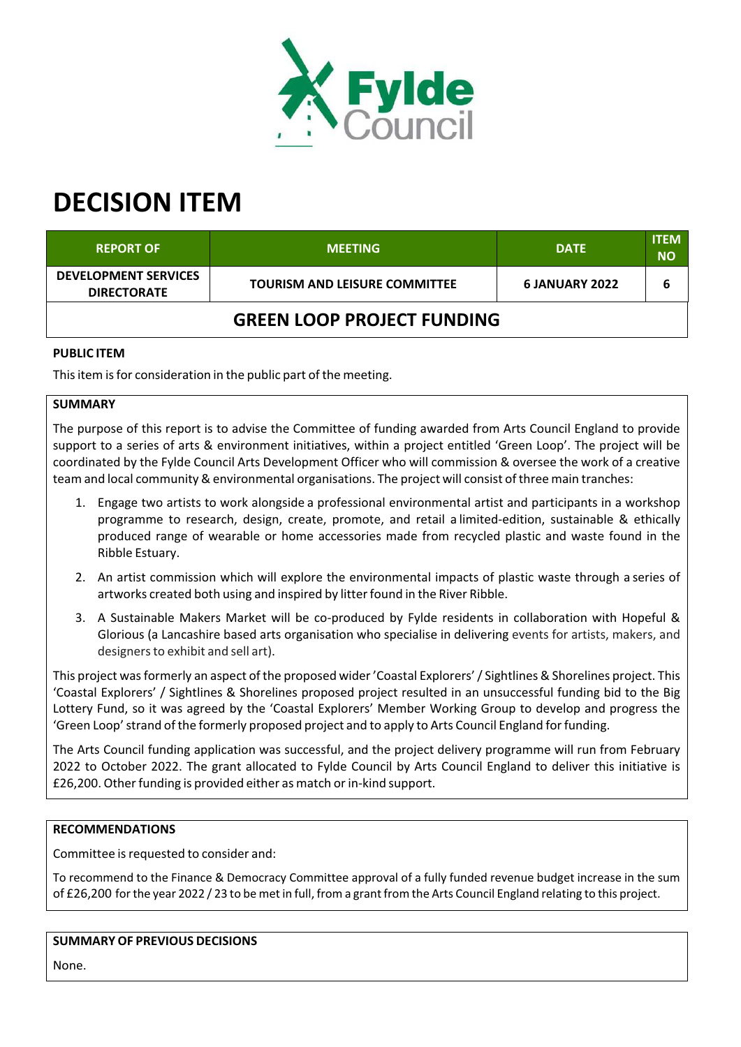# DECISION ITEM

| REPORT OF | MEETING | DATE | ITEM NO |
|---|---|---|---|
| DEVELOPMENT SERVICES DIRECTORATE | TOURISM AND LEISURE COMMITTEE | 6 JANUARY 2022 | 6 |

## GREEN LOOP PROJECT FUNDING

**PUBLIC ITEM**

This item is for consideration in the public part of the meeting.

**SUMMARY**

The purpose of this report is to advise the Committee of funding awarded from Arts Council England to provide support to a series of arts & environment initiatives, within a project entitled 'Green Loop'. The project will be coordinated by the Fylde Council Arts Development Officer who will commission & oversee the work of a creative team and local community & environmental organisations. The project will consist of three main tranches:

1. Engage two artists to work alongside a professional environmental artist and participants in a workshop programme to research, design, create, promote, and retail a limited-edition, sustainable & ethically produced range of wearable or home accessories made from recycled plastic and waste found in the Ribble Estuary.
2. An artist commission which will explore the environmental impacts of plastic waste through a series of artworks created both using and inspired by litter found in the River Ribble.
3. A Sustainable Makers Market will be co-produced by Fylde residents in collaboration with Hopeful & Glorious (a Lancashire based arts organisation who specialise in delivering events for artists, makers, and designers to exhibit and sell art).

This project was formerly an aspect of the proposed wider 'Coastal Explorers' / Sightlines & Shorelines project. This 'Coastal Explorers' / Sightlines & Shorelines proposed project resulted in an unsuccessful funding bid to the Big Lottery Fund, so it was agreed by the 'Coastal Explorers' Member Working Group to develop and progress the 'Green Loop' strand of the formerly proposed project and to apply to Arts Council England for funding.

The Arts Council funding application was successful, and the project delivery programme will run from February 2022 to October 2022. The grant allocated to Fylde Council by Arts Council England to deliver this initiative is £26,200. Other funding is provided either as match or in-kind support.

**RECOMMENDATIONS**

Committee is requested to consider and:

To recommend to the Finance & Democracy Committee approval of a fully funded revenue budget increase in the sum of £26,200 for the year 2022 / 23 to be met in full, from a grant from the Arts Council England relating to this project.

**SUMMARY OF PREVIOUS DECISIONS**

None.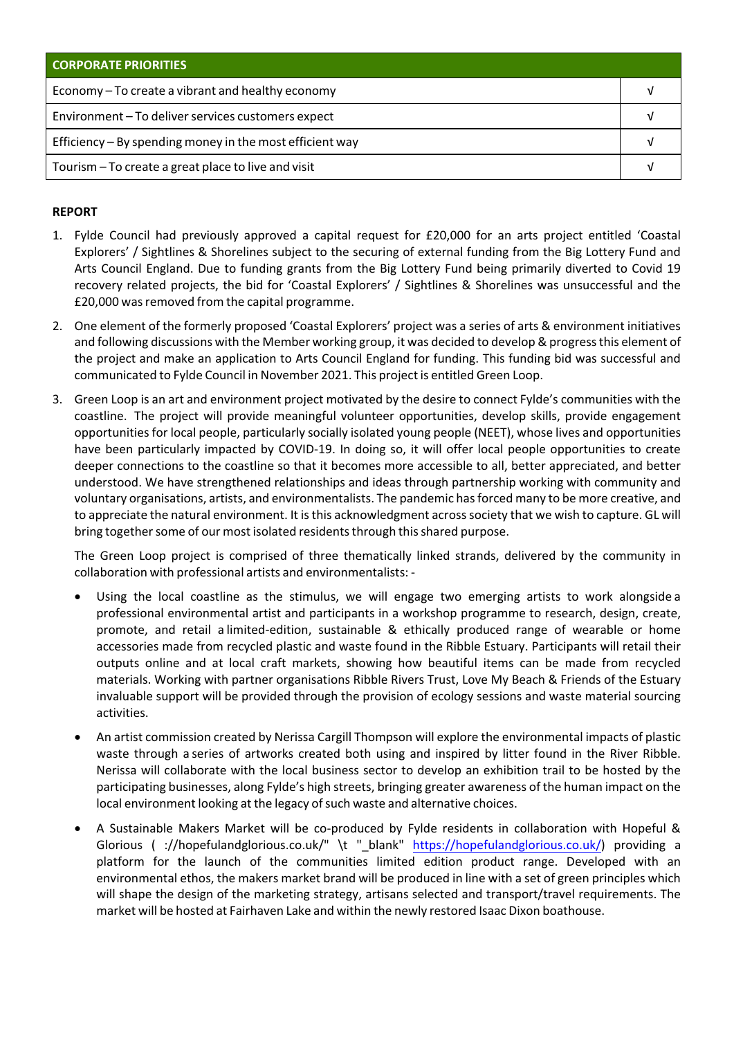| CORPORATE PRIORITIES | |
|---|---|
| Economy – To create a vibrant and healthy economy | √ |
| Environment – To deliver services customers expect | √ |
| Efficiency – By spending money in the most efficient way | √ |
| Tourism – To create a great place to live and visit | √ |

**REPORT**

1. Fylde Council had previously approved a capital request for £20,000 for an arts project entitled 'Coastal Explorers' / Sightlines & Shorelines subject to the securing of external funding from the Big Lottery Fund and Arts Council England. Due to funding grants from the Big Lottery Fund being primarily diverted to Covid 19 recovery related projects, the bid for 'Coastal Explorers' / Sightlines & Shorelines was unsuccessful and the £20,000 was removed from the capital programme.

2. One element of the formerly proposed 'Coastal Explorers' project was a series of arts & environment initiatives and following discussions with the Member working group, it was decided to develop & progress this element of the project and make an application to Arts Council England for funding. This funding bid was successful and communicated to Fylde Council in November 2021. This project is entitled Green Loop.

3. Green Loop is an art and environment project motivated by the desire to connect Fylde's communities with the coastline. The project will provide meaningful volunteer opportunities, develop skills, provide engagement opportunities for local people, particularly socially isolated young people (NEET), whose lives and opportunities have been particularly impacted by COVID-19. In doing so, it will offer local people opportunities to create deeper connections to the coastline so that it becomes more accessible to all, better appreciated, and better understood. We have strengthened relationships and ideas through partnership working with community and voluntary organisations, artists, and environmentalists. The pandemic has forced many to be more creative, and to appreciate the natural environment. It is this acknowledgment across society that we wish to capture. GL will bring together some of our most isolated residents through this shared purpose.

   The Green Loop project is comprised of three thematically linked strands, delivered by the community in collaboration with professional artists and environmentalists: -

   - Using the local coastline as the stimulus, we will engage two emerging artists to work alongside a professional environmental artist and participants in a workshop programme to research, design, create, promote, and retail a limited-edition, sustainable & ethically produced range of wearable or home accessories made from recycled plastic and waste found in the Ribble Estuary. Participants will retail their outputs online and at local craft markets, showing how beautiful items can be made from recycled materials. Working with partner organisations Ribble Rivers Trust, Love My Beach & Friends of the Estuary invaluable support will be provided through the provision of ecology sessions and waste material sourcing activities.

   - An artist commission created by Nerissa Cargill Thompson will explore the environmental impacts of plastic waste through a series of artworks created both using and inspired by litter found in the River Ribble. Nerissa will collaborate with the local business sector to develop an exhibition trail to be hosted by the participating businesses, along Fylde's high streets, bringing greater awareness of the human impact on the local environment looking at the legacy of such waste and alternative choices.

   - A Sustainable Makers Market will be co-produced by Fylde residents in collaboration with Hopeful & Glorious ( ://hopefulandglorious.co.uk/" \t "_blank" https://hopefulandglorious.co.uk/) providing a platform for the launch of the communities limited edition product range. Developed with an environmental ethos, the makers market brand will be produced in line with a set of green principles which will shape the design of the marketing strategy, artisans selected and transport/travel requirements. The market will be hosted at Fairhaven Lake and within the newly restored Isaac Dixon boathouse.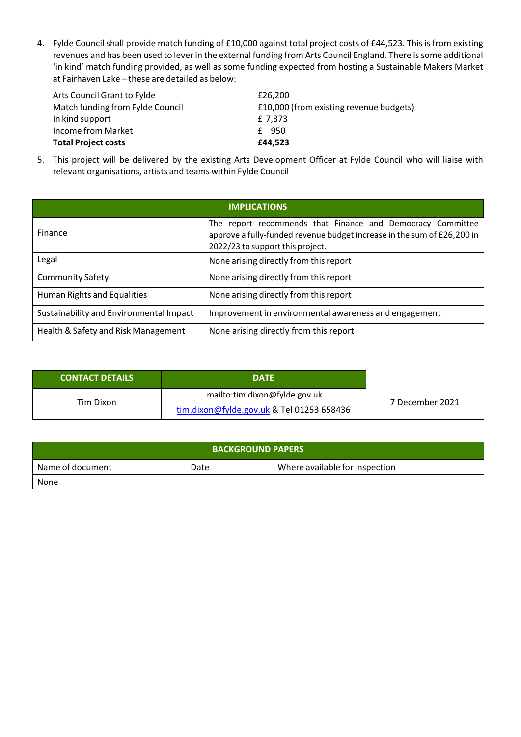4. Fylde Council shall provide match funding of £10,000 against total project costs of £44,523. This is from existing revenues and has been used to lever in the external funding from Arts Council England. There is some additional 'in kind' match funding provided, as well as some funding expected from hosting a Sustainable Makers Market at Fairhaven Lake – these are detailed as below:

| | |
|---|---|
| Arts Council Grant to Fylde | £26,200 |
| Match funding from Fylde Council | £10,000 (from existing revenue budgets) |
| In kind support | £ 7,373 |
| Income from Market | £ 950 |
| **Total Project costs** | **£44,523** |

5. This project will be delivered by the existing Arts Development Officer at Fylde Council who will liaise with relevant organisations, artists and teams within Fylde Council

| IMPLICATIONS | |
|---|---|
| Finance | The report recommends that Finance and Democracy Committee approve a fully-funded revenue budget increase in the sum of £26,200 in 2022/23 to support this project. |
| Legal | None arising directly from this report |
| Community Safety | None arising directly from this report |
| Human Rights and Equalities | None arising directly from this report |
| Sustainability and Environmental Impact | Improvement in environmental awareness and engagement |
| Health & Safety and Risk Management | None arising directly from this report |

| CONTACT DETAILS | DATE | |
|---|---|---|
| Tim Dixon | mailto:tim.dixon@fylde.gov.uk<br>tim.dixon@fylde.gov.uk & Tel 01253 658436 | 7 December 2021 |

| BACKGROUND PAPERS | | |
|---|---|---|
| Name of document | Date | Where available for inspection |
| None | | |